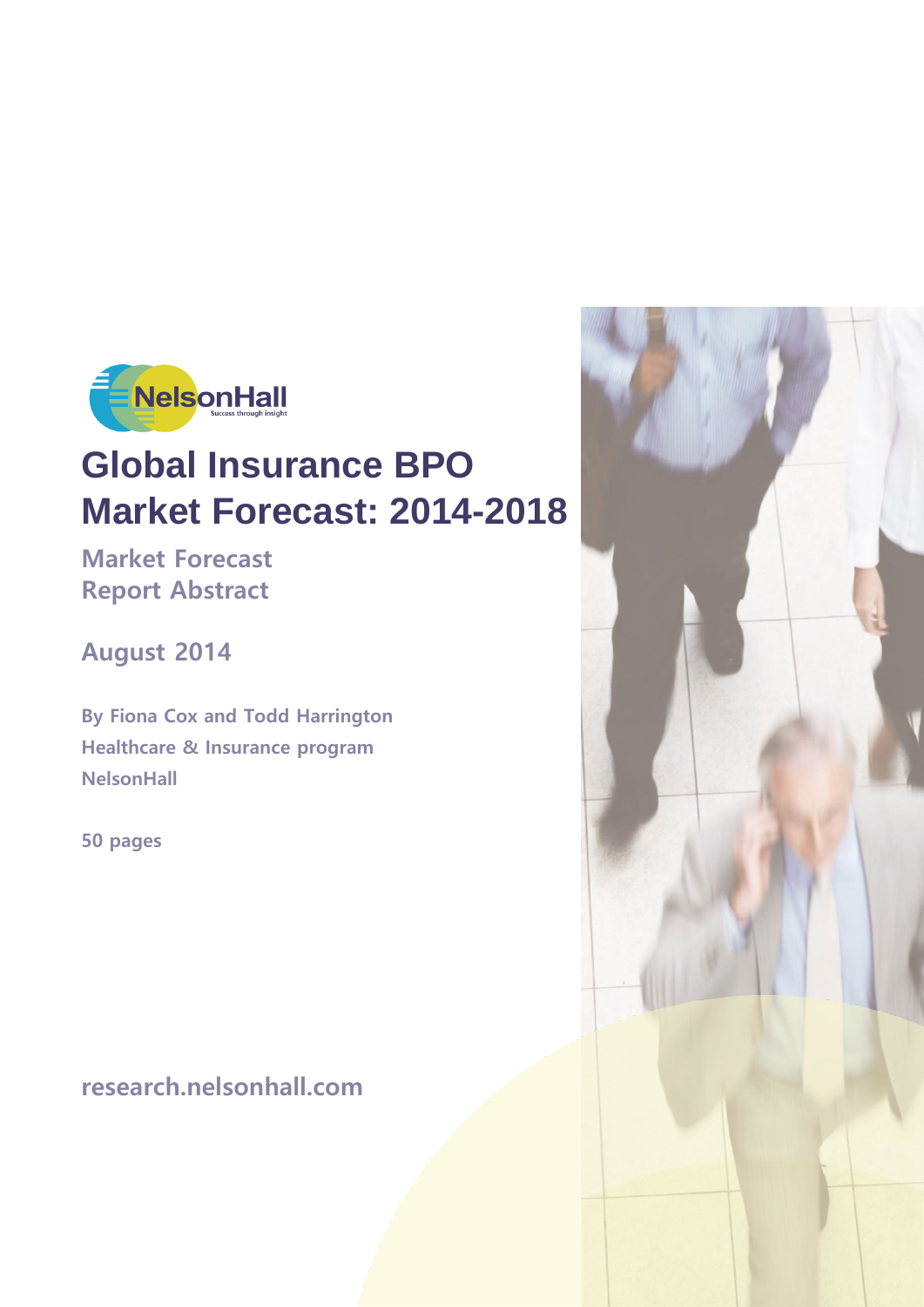# Global Insurance BPO Market Forecast: 2014-2018

## Market Forecast Report Abstract

August 2014

By Fiona Cox and Todd Harrington

Healthcare & Insurance program

NelsonHall

50 pages

research.nelsonhall.com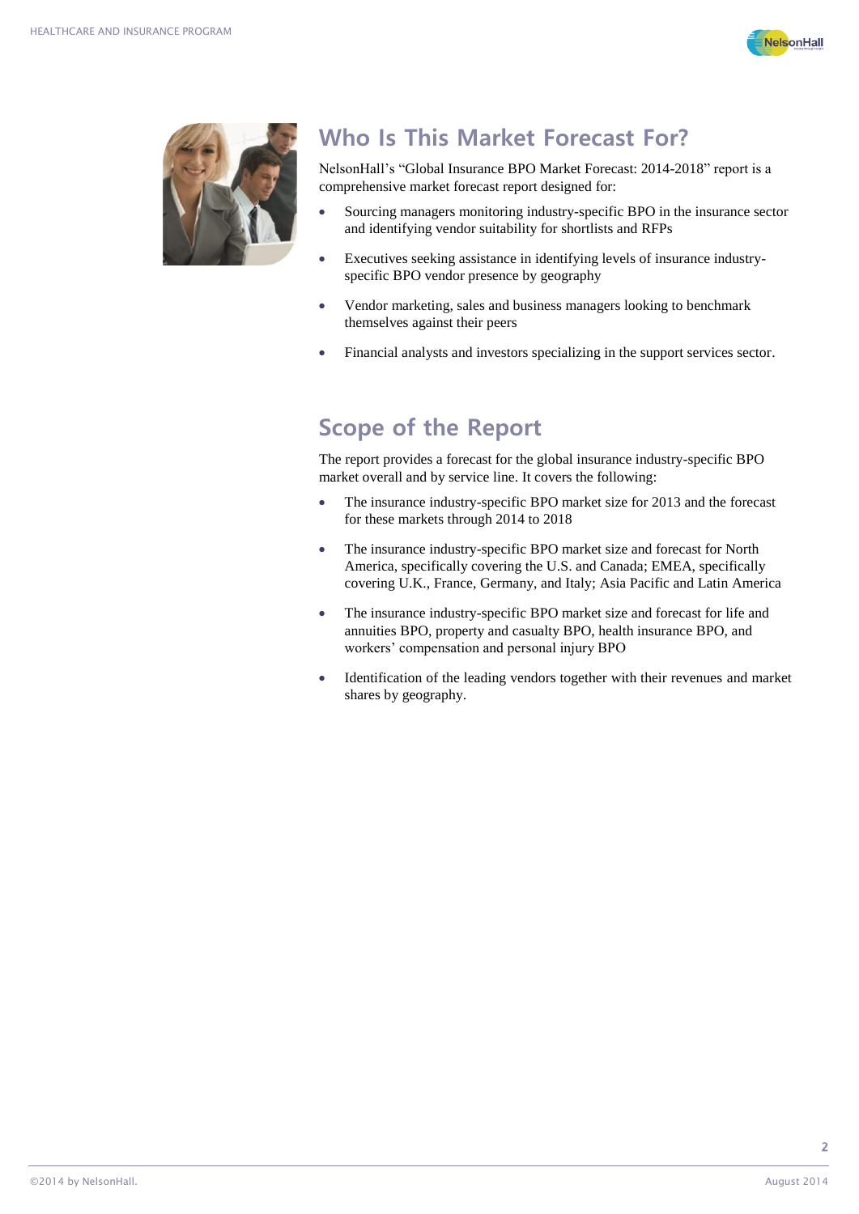## Who Is This Market Forecast For?

NelsonHall's "Global Insurance BPO Market Forecast: 2014-2018" report is a comprehensive market forecast report designed for:

- Sourcing managers monitoring industry-specific BPO in the insurance sector and identifying vendor suitability for shortlists and RFPs
- Executives seeking assistance in identifying levels of insurance industry-specific BPO vendor presence by geography
- Vendor marketing, sales and business managers looking to benchmark themselves against their peers
- Financial analysts and investors specializing in the support services sector.

## Scope of the Report

The report provides a forecast for the global insurance industry-specific BPO market overall and by service line. It covers the following:

- The insurance industry-specific BPO market size for 2013 and the forecast for these markets through 2014 to 2018
- The insurance industry-specific BPO market size and forecast for North America, specifically covering the U.S. and Canada; EMEA, specifically covering U.K., France, Germany, and Italy; Asia Pacific and Latin America
- The insurance industry-specific BPO market size and forecast for life and annuities BPO, property and casualty BPO, health insurance BPO, and workers' compensation and personal injury BPO
- Identification of the leading vendors together with their revenues and market shares by geography.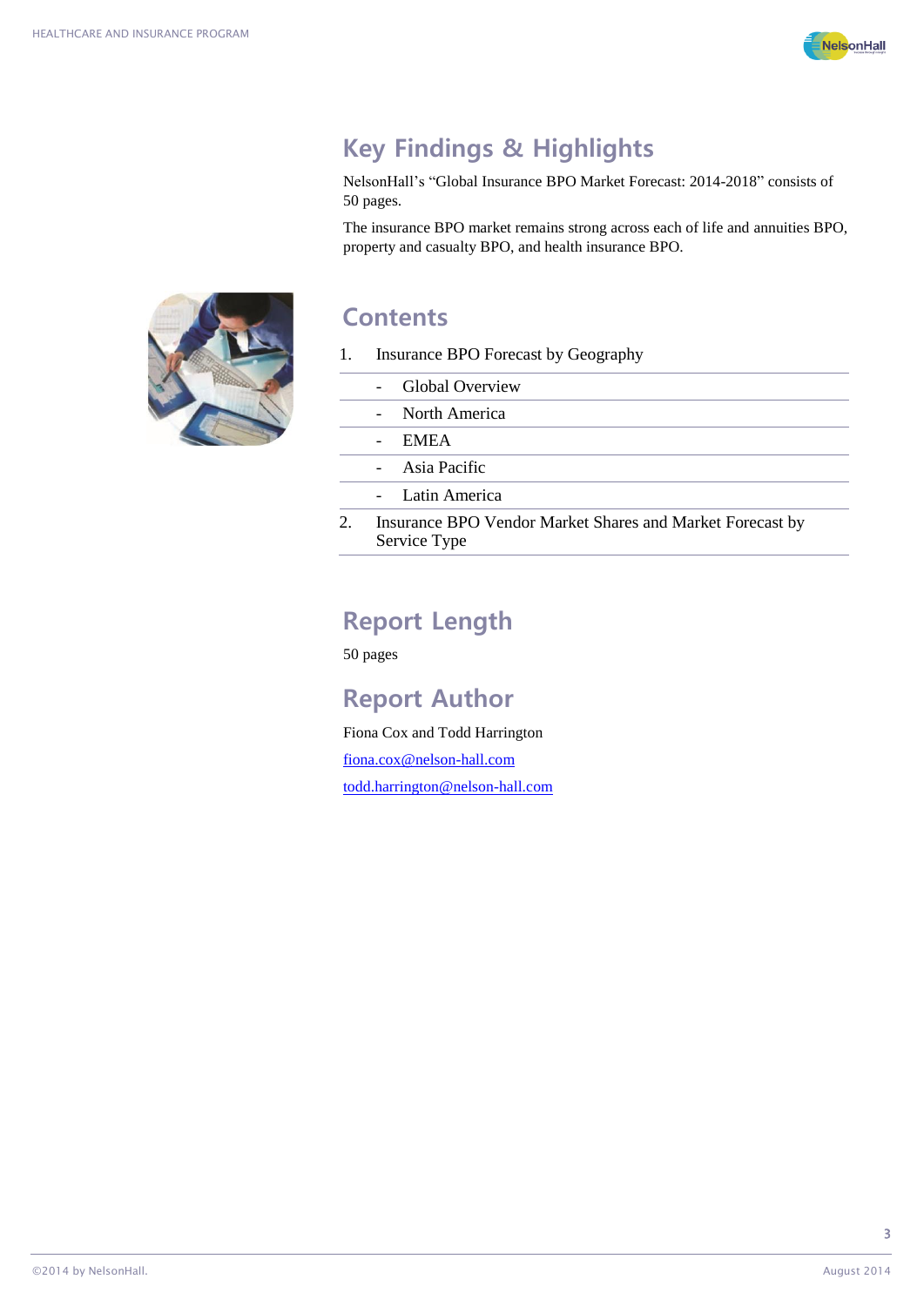## Key Findings & Highlights

NelsonHall's "Global Insurance BPO Market Forecast: 2014-2018" consists of 50 pages.

The insurance BPO market remains strong across each of life and annuities BPO, property and casualty BPO, and health insurance BPO.

## Contents

1. Insurance BPO Forecast by Geography
   - Global Overview
   - North America
   - EMEA
   - Asia Pacific
   - Latin America
2. Insurance BPO Vendor Market Shares and Market Forecast by Service Type

## Report Length

50 pages

## Report Author

Fiona Cox and Todd Harrington

fiona.cox@nelson-hall.com

todd.harrington@nelson-hall.com